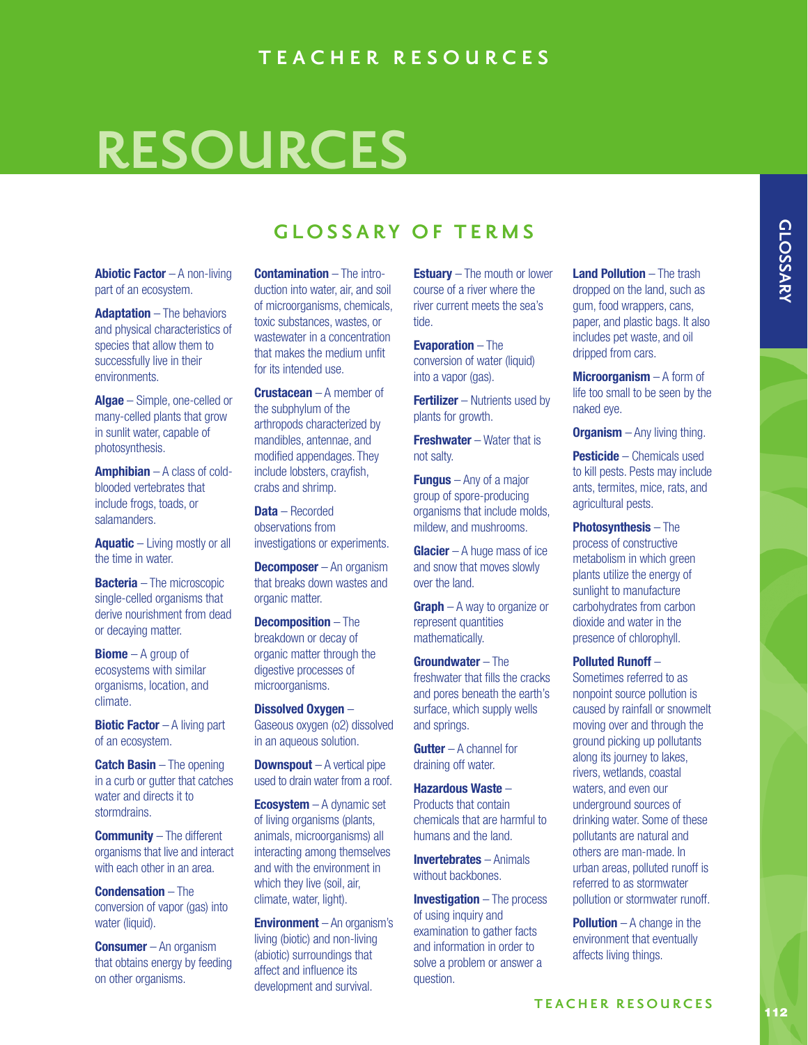# RESOURCES

## GLOSSARY OF TERMS

**Abiotic Factor** – A non-living part of an ecosystem.

**Adaptation** – The behaviors and physical characteristics of species that allow them to successfully live in their environments.

**Algae** – Simple, one-celled or many-celled plants that grow in sunlit water, capable of photosynthesis.

**Amphibian** – A class of cold-blooded vertebrates that include frogs, toads, or salamanders.

**Aquatic** – Living mostly or all the time in water.

**Bacteria** – The microscopic single-celled organisms that derive nourishment from dead or decaying matter.

**Biome** – A group of ecosystems with similar organisms, location, and climate.

**Biotic Factor** – A living part of an ecosystem.

**Catch Basin** – The opening in a curb or gutter that catches water and directs it to stormdrains.

**Community** – The different organisms that live and interact with each other in an area.

**Condensation** – The conversion of vapor (gas) into water (liquid).

**Consumer** – An organism that obtains energy by feeding on other organisms.

**Contamination** – The introduction into water, air, and soil of microorganisms, chemicals, toxic substances, wastes, or wastewater in a concentration that makes the medium unfit for its intended use.

**Crustacean** – A member of the subphylum of the arthropods characterized by mandibles, antennae, and modified appendages. They include lobsters, crayfish, crabs and shrimp.

**Data** – Recorded observations from investigations or experiments.

**Decomposer** – An organism that breaks down wastes and organic matter.

**Decomposition** – The breakdown or decay of organic matter through the digestive processes of microorganisms.

**Dissolved Oxygen** – Gaseous oxygen (o2) dissolved in an aqueous solution.

**Downspout** – A vertical pipe used to drain water from a roof.

**Ecosystem** – A dynamic set of living organisms (plants, animals, microorganisms) all interacting among themselves and with the environment in which they live (soil, air, climate, water, light).

**Environment** – An organism's living (biotic) and non-living (abiotic) surroundings that affect and influence its development and survival.

**Estuary** – The mouth or lower course of a river where the river current meets the sea's tide.

**Evaporation** – The conversion of water (liquid) into a vapor (gas).

**Fertilizer** – Nutrients used by plants for growth.

**Freshwater** – Water that is not salty.

**Fungus** – Any of a major group of spore-producing organisms that include molds, mildew, and mushrooms.

**Glacier** – A huge mass of ice and snow that moves slowly over the land.

**Graph** – A way to organize or represent quantities mathematically.

**Groundwater** – The freshwater that fills the cracks and pores beneath the earth's surface, which supply wells and springs.

**Gutter** – A channel for draining off water.

**Hazardous Waste** – Products that contain chemicals that are harmful to humans and the land.

**Invertebrates** – Animals without backbones.

**Investigation** – The process of using inquiry and examination to gather facts and information in order to solve a problem or answer a question.

**Land Pollution** – The trash dropped on the land, such as gum, food wrappers, cans, paper, and plastic bags. It also includes pet waste, and oil dripped from cars.

**Microorganism** – A form of life too small to be seen by the naked eye.

**Organism** – Any living thing.

**Pesticide** – Chemicals used to kill pests. Pests may include ants, termites, mice, rats, and agricultural pests.

**Photosynthesis** – The process of constructive metabolism in which green plants utilize the energy of sunlight to manufacture carbohydrates from carbon dioxide and water in the presence of chlorophyll.

**Polluted Runoff** – Sometimes referred to as nonpoint source pollution is caused by rainfall or snowmelt moving over and through the ground picking up pollutants along its journey to lakes, rivers, wetlands, coastal waters, and even our underground sources of drinking water. Some of these pollutants are natural and others are man-made. In urban areas, polluted runoff is referred to as stormwater pollution or stormwater runoff.

**Pollution** – A change in the environment that eventually affects living things.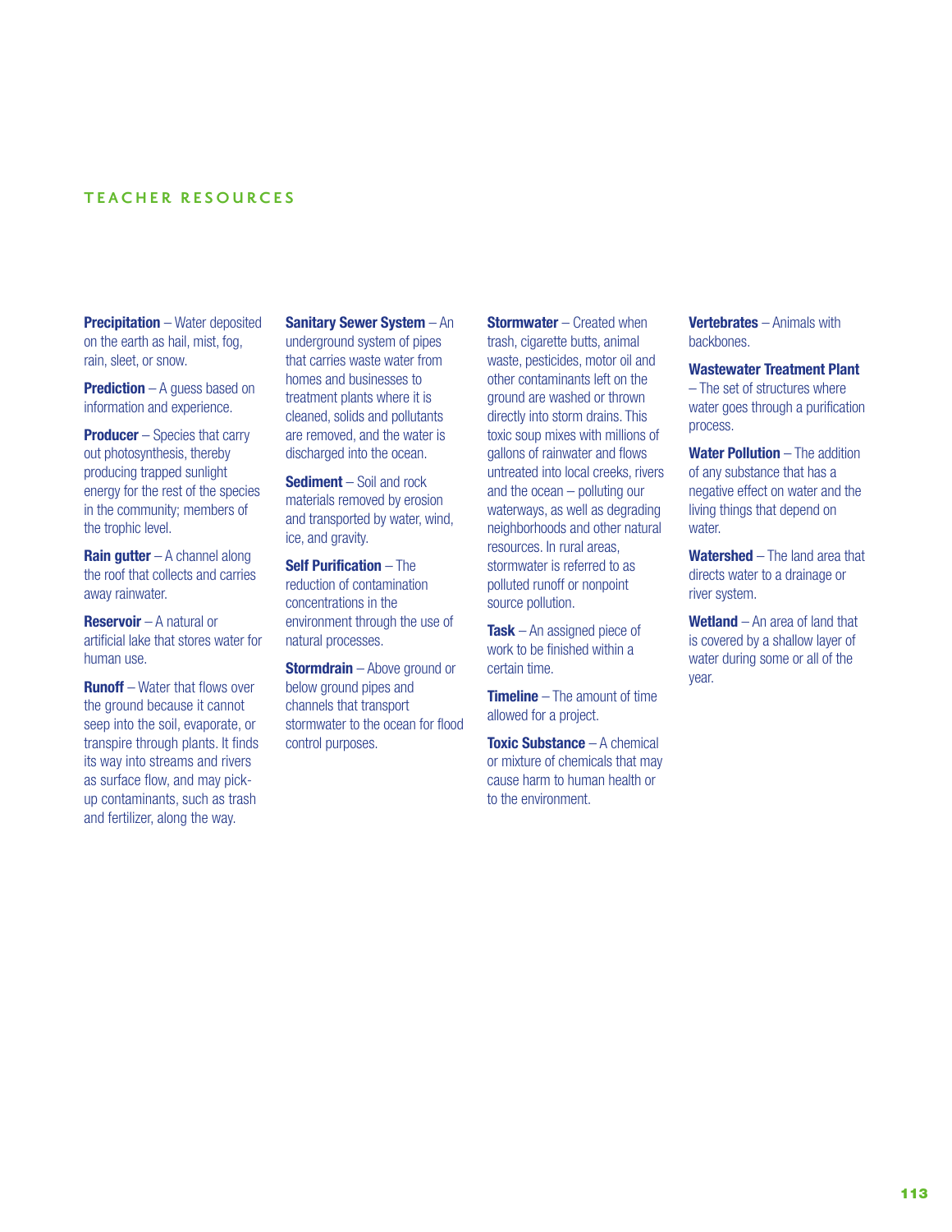## TEACHER RESOURCES

**Precipitation** – Water deposited on the earth as hail, mist, fog, rain, sleet, or snow.

**Prediction** – A guess based on information and experience.

**Producer** – Species that carry out photosynthesis, thereby producing trapped sunlight energy for the rest of the species in the community; members of the trophic level.

**Rain gutter** – A channel along the roof that collects and carries away rainwater.

**Reservoir** – A natural or artificial lake that stores water for human use.

**Runoff** – Water that flows over the ground because it cannot seep into the soil, evaporate, or transpire through plants. It finds its way into streams and rivers as surface flow, and may pick-up contaminants, such as trash and fertilizer, along the way.

**Sanitary Sewer System** – An underground system of pipes that carries waste water from homes and businesses to treatment plants where it is cleaned, solids and pollutants are removed, and the water is discharged into the ocean.

**Sediment** – Soil and rock materials removed by erosion and transported by water, wind, ice, and gravity.

**Self Purification** – The reduction of contamination concentrations in the environment through the use of natural processes.

**Stormdrain** – Above ground or below ground pipes and channels that transport stormwater to the ocean for flood control purposes.

**Stormwater** – Created when trash, cigarette butts, animal waste, pesticides, motor oil and other contaminants left on the ground are washed or thrown directly into storm drains. This toxic soup mixes with millions of gallons of rainwater and flows untreated into local creeks, rivers and the ocean – polluting our waterways, as well as degrading neighborhoods and other natural resources. In rural areas, stormwater is referred to as polluted runoff or nonpoint source pollution.

**Task** – An assigned piece of work to be finished within a certain time.

**Timeline** – The amount of time allowed for a project.

**Toxic Substance** – A chemical or mixture of chemicals that may cause harm to human health or to the environment.

**Vertebrates** – Animals with backbones.

**Wastewater Treatment Plant** – The set of structures where water goes through a purification process.

**Water Pollution** – The addition of any substance that has a negative effect on water and the living things that depend on water.

**Watershed** – The land area that directs water to a drainage or river system.

**Wetland** – An area of land that is covered by a shallow layer of water during some or all of the year.